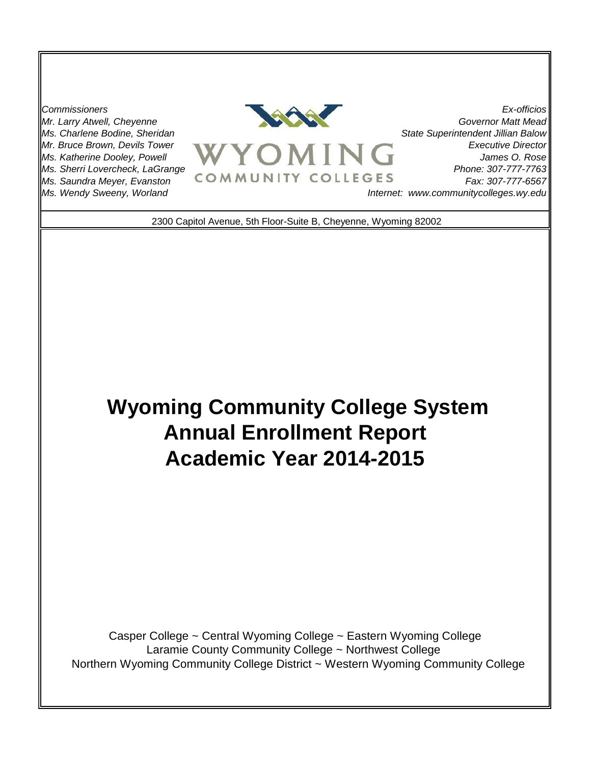*Commissioners*
*Mr. Larry Atwell, Cheyenne*
*Ms. Charlene Bodine, Sheridan*
*Mr. Bruce Brown, Devils Tower*
*Ms. Katherine Dooley, Powell*
*Ms. Sherri Lovercheck, LaGrange*
*Ms. Saundra Meyer, Evanston*
*Ms. Wendy Sweeny, Worland*

WYOMING
COMMUNITY COLLEGES

*Ex-officios*
*Governor Matt Mead*
*State Superintendent Jillian Balow*
*Executive Director*
*James O. Rose*
*Phone: 307-777-7763*
*Fax: 307-777-6567*
*Internet: www.communitycolleges.wy.edu*

2300 Capitol Avenue, 5th Floor-Suite B, Cheyenne, Wyoming 82002

# Wyoming Community College System Annual Enrollment Report Academic Year 2014-2015

Casper College ~ Central Wyoming College ~ Eastern Wyoming College
Laramie County Community College ~ Northwest College
Northern Wyoming Community College District ~ Western Wyoming Community College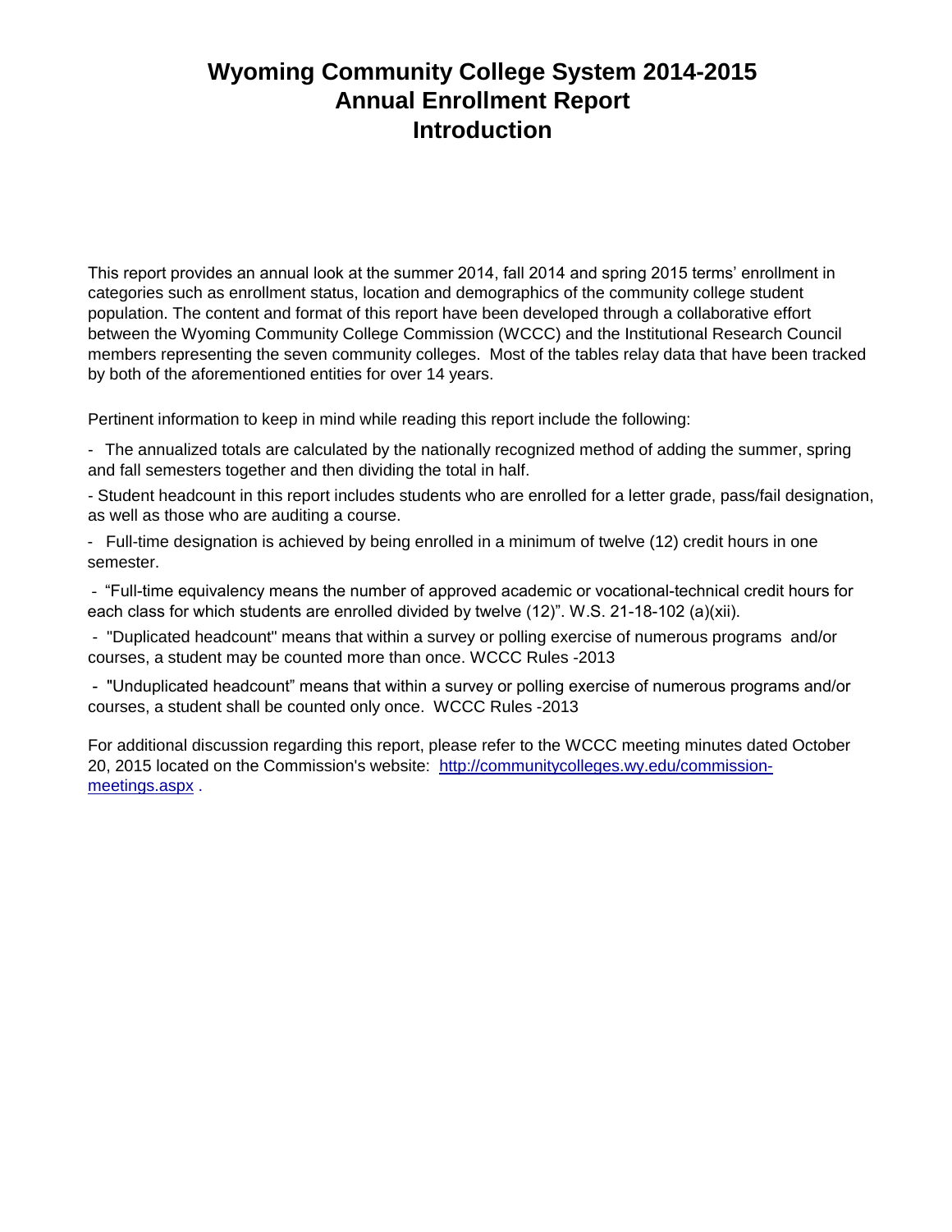# Wyoming Community College System 2014-2015 Annual Enrollment Report Introduction

This report provides an annual look at the summer 2014, fall 2014 and spring 2015 terms' enrollment in categories such as enrollment status, location and demographics of the community college student population. The content and format of this report have been developed through a collaborative effort between the Wyoming Community College Commission (WCCC) and the Institutional Research Council members representing the seven community colleges. Most of the tables relay data that have been tracked by both of the aforementioned entities for over 14 years.

Pertinent information to keep in mind while reading this report include the following:

- The annualized totals are calculated by the nationally recognized method of adding the summer, spring and fall semesters together and then dividing the total in half.
- Student headcount in this report includes students who are enrolled for a letter grade, pass/fail designation, as well as those who are auditing a course.
- Full-time designation is achieved by being enrolled in a minimum of twelve (12) credit hours in one semester.
- "Full-time equivalency means the number of approved academic or vocational-technical credit hours for each class for which students are enrolled divided by twelve (12)". W.S. 21-18-102 (a)(xii).
- "Duplicated headcount" means that within a survey or polling exercise of numerous programs and/or courses, a student may be counted more than once. WCCC Rules -2013
- "Unduplicated headcount" means that within a survey or polling exercise of numerous programs and/or courses, a student shall be counted only once. WCCC Rules -2013

For additional discussion regarding this report, please refer to the WCCC meeting minutes dated October 20, 2015 located on the Commission's website: [http://communitycolleges.wy.edu/commission-meetings.aspx](http://communitycolleges.wy.edu/commission-meetings.aspx) .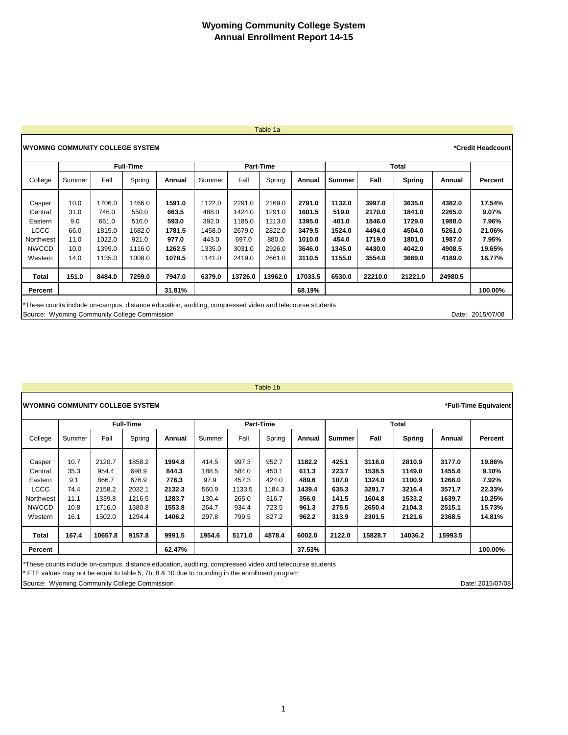# Wyoming Community College System
# Annual Enrollment Report 14-15

Table 1a

**WYOMING COMMUNITY COLLEGE SYSTEM** — ***Credit Headcount**

| College | Full-Time | | | | Part-Time | | | | Total | | | | |
|---|---|---|---|---|---|---|---|---|---|---|---|---|---|
| | Summer | Fall | Spring | **Annual** | Summer | Fall | Spring | **Annual** | **Summer** | **Fall** | **Spring** | **Annual** | **Percent** |
| Casper | 10.0 | 1706.0 | 1466.0 | **1591.0** | 1122.0 | 2291.0 | 2169.0 | **2791.0** | **1132.0** | **3997.0** | **3635.0** | **4382.0** | **17.54%** |
| Central | 31.0 | 746.0 | 550.0 | **663.5** | 488.0 | 1424.0 | 1291.0 | **1601.5** | **519.0** | **2170.0** | **1841.0** | **2265.0** | **9.07%** |
| Eastern | 9.0 | 661.0 | 516.0 | **593.0** | 392.0 | 1185.0 | 1213.0 | **1395.0** | **401.0** | **1846.0** | **1729.0** | **1988.0** | **7.96%** |
| LCCC | 66.0 | 1815.0 | 1682.0 | **1781.5** | 1458.0 | 2679.0 | 2822.0 | **3479.5** | **1524.0** | **4494.0** | **4504.0** | **5261.0** | **21.06%** |
| Northwest | 11.0 | 1022.0 | 921.0 | **977.0** | 443.0 | 697.0 | 880.0 | **1010.0** | **454.0** | **1719.0** | **1801.0** | **1987.0** | **7.95%** |
| NWCCD | 10.0 | 1399.0 | 1116.0 | **1262.5** | 1335.0 | 3031.0 | 2926.0 | **3646.0** | **1345.0** | **4430.0** | **4042.0** | **4908.5** | **19.65%** |
| Western | 14.0 | 1135.0 | 1008.0 | **1078.5** | 1141.0 | 2419.0 | 2661.0 | **3110.5** | **1155.0** | **3554.0** | **3669.0** | **4189.0** | **16.77%** |
| **Total** | **151.0** | **8484.0** | **7259.0** | **7947.0** | **6379.0** | **13726.0** | **13962.0** | **17033.5** | **6530.0** | **22210.0** | **21221.0** | **24980.5** | |
| **Percent** | | | | **31.81%** | | | | **68.19%** | | | | | **100.00%** |

*These counts include on-campus, distance education, auditing, compressed video and telecourse students

Source: Wyoming Community College Commission — Date: 2015/07/08

Table 1b

**WYOMING COMMUNITY COLLEGE SYSTEM** — ***Full-Time Equivalent**

| College | Full-Time | | | | Part-Time | | | | Total | | | | |
|---|---|---|---|---|---|---|---|---|---|---|---|---|---|
| | Summer | Fall | Spring | **Annual** | Summer | Fall | Spring | **Annual** | **Summer** | **Fall** | **Spring** | **Annual** | **Percent** |
| Casper | 10.7 | 2120.7 | 1858.2 | **1994.8** | 414.5 | 997.3 | 952.7 | **1182.2** | **425.1** | **3118.0** | **2810.9** | **3177.0** | **19.86%** |
| Central | 35.3 | 954.4 | 698.9 | **844.3** | 188.5 | 584.0 | 450.1 | **611.3** | **223.7** | **1538.5** | **1149.0** | **1455.6** | **9.10%** |
| Eastern | 9.1 | 866.7 | 676.9 | **776.3** | 97.9 | 457.3 | 424.0 | **489.6** | **107.0** | **1324.0** | **1100.9** | **1266.0** | **7.92%** |
| LCCC | 74.4 | 2158.2 | 2032.1 | **2132.3** | 560.9 | 1133.5 | 1184.3 | **1439.4** | **635.3** | **3291.7** | **3216.4** | **3571.7** | **22.33%** |
| Northwest | 11.1 | 1339.8 | 1216.5 | **1283.7** | 130.4 | 265.0 | 316.7 | **356.0** | **141.5** | **1604.8** | **1533.2** | **1639.7** | **10.25%** |
| NWCCD | 10.8 | 1716.0 | 1380.8 | **1553.8** | 264.7 | 934.4 | 723.5 | **961.3** | **275.5** | **2650.4** | **2104.3** | **2515.1** | **15.73%** |
| Western | 16.1 | 1502.0 | 1294.4 | **1406.2** | 297.8 | 799.5 | 827.2 | **962.2** | **313.9** | **2301.5** | **2121.6** | **2368.5** | **14.81%** |
| **Total** | **167.4** | **10657.8** | **9157.8** | **9991.5** | **1954.6** | **5171.0** | **4878.4** | **6002.0** | **2122.0** | **15828.7** | **14036.2** | **15993.5** | |
| **Percent** | | | | **62.47%** | | | | **37.53%** | | | | | **100.00%** |

*These counts include on-campus, distance education, auditing, compressed video and telecourse students

* FTE values may not be equal to table 5, 7b, 8 & 10 due to rounding in the enrollment program

Source: Wyoming Community College Commission — Date: 2015/07/08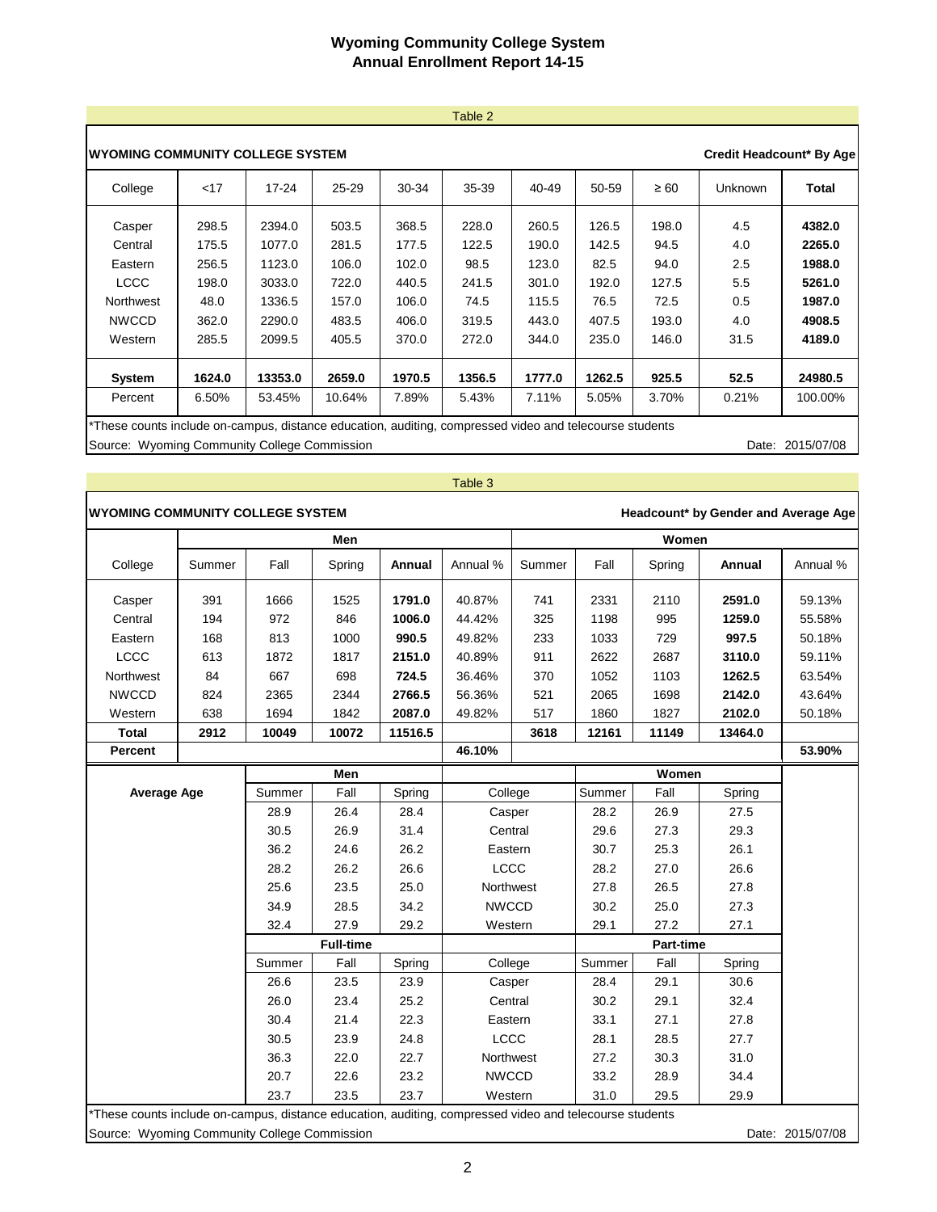# Wyoming Community College System
## Annual Enrollment Report 14-15

Table 2

**WYOMING COMMUNITY COLLEGE SYSTEM** — **Credit Headcount* By Age**

| College | <17 | 17-24 | 25-29 | 30-34 | 35-39 | 40-49 | 50-59 | ≥ 60 | Unknown | Total |
|---|---|---|---|---|---|---|---|---|---|---|
| Casper | 298.5 | 2394.0 | 503.5 | 368.5 | 228.0 | 260.5 | 126.5 | 198.0 | 4.5 | **4382.0** |
| Central | 175.5 | 1077.0 | 281.5 | 177.5 | 122.5 | 190.0 | 142.5 | 94.5 | 4.0 | **2265.0** |
| Eastern | 256.5 | 1123.0 | 106.0 | 102.0 | 98.5 | 123.0 | 82.5 | 94.0 | 2.5 | **1988.0** |
| LCCC | 198.0 | 3033.0 | 722.0 | 440.5 | 241.5 | 301.0 | 192.0 | 127.5 | 5.5 | **5261.0** |
| Northwest | 48.0 | 1336.5 | 157.0 | 106.0 | 74.5 | 115.5 | 76.5 | 72.5 | 0.5 | **1987.0** |
| NWCCD | 362.0 | 2290.0 | 483.5 | 406.0 | 319.5 | 443.0 | 407.5 | 193.0 | 4.0 | **4908.5** |
| Western | 285.5 | 2099.5 | 405.5 | 370.0 | 272.0 | 344.0 | 235.0 | 146.0 | 31.5 | **4189.0** |
| **System** | **1624.0** | **13353.0** | **2659.0** | **1970.5** | **1356.5** | **1777.0** | **1262.5** | **925.5** | **52.5** | **24980.5** |
| Percent | 6.50% | 53.45% | 10.64% | 7.89% | 5.43% | 7.11% | 5.05% | 3.70% | 0.21% | 100.00% |

*These counts include on-campus, distance education, auditing, compressed video and telecourse students

Source: Wyoming Community College Commission — Date: 2015/07/08

Table 3

**WYOMING COMMUNITY COLLEGE SYSTEM** — **Headcount* by Gender and Average Age**

| | Men | | | | | Women | | | | |
|---|---|---|---|---|---|---|---|---|---|---|
| College | Summer | Fall | Spring | **Annual** | Annual % | Summer | Fall | Spring | **Annual** | Annual % |
| Casper | 391 | 1666 | 1525 | **1791.0** | 40.87% | 741 | 2331 | 2110 | **2591.0** | 59.13% |
| Central | 194 | 972 | 846 | **1006.0** | 44.42% | 325 | 1198 | 995 | **1259.0** | 55.58% |
| Eastern | 168 | 813 | 1000 | **990.5** | 49.82% | 233 | 1033 | 729 | **997.5** | 50.18% |
| LCCC | 613 | 1872 | 1817 | **2151.0** | 40.89% | 911 | 2622 | 2687 | **3110.0** | 59.11% |
| Northwest | 84 | 667 | 698 | **724.5** | 36.46% | 370 | 1052 | 1103 | **1262.5** | 63.54% |
| NWCCD | 824 | 2365 | 2344 | **2766.5** | 56.36% | 521 | 2065 | 1698 | **2142.0** | 43.64% |
| Western | 638 | 1694 | 1842 | **2087.0** | 49.82% | 517 | 1860 | 1827 | **2102.0** | 50.18% |
| **Total** | **2912** | **10049** | **10072** | **11516.5** | | **3618** | **12161** | **11149** | **13464.0** | |
| **Percent** | | | | | **46.10%** | | | | | **53.90%** |

**Average Age**

| Men Summer | Men Fall | Men Spring | College | Women Summer | Women Fall | Women Spring |
|---|---|---|---|---|---|---|
| 28.9 | 26.4 | 28.4 | Casper | 28.2 | 26.9 | 27.5 |
| 30.5 | 26.9 | 31.4 | Central | 29.6 | 27.3 | 29.3 |
| 36.2 | 24.6 | 26.2 | Eastern | 30.7 | 25.3 | 26.1 |
| 28.2 | 26.2 | 26.6 | LCCC | 28.2 | 27.0 | 26.6 |
| 25.6 | 23.5 | 25.0 | Northwest | 27.8 | 26.5 | 27.8 |
| 34.9 | 28.5 | 34.2 | NWCCD | 30.2 | 25.0 | 27.3 |
| 32.4 | 27.9 | 29.2 | Western | 29.1 | 27.2 | 27.1 |

| Full-time Summer | Full-time Fall | Full-time Spring | College | Part-time Summer | Part-time Fall | Part-time Spring |
|---|---|---|---|---|---|---|
| 26.6 | 23.5 | 23.9 | Casper | 28.4 | 29.1 | 30.6 |
| 26.0 | 23.4 | 25.2 | Central | 30.2 | 29.1 | 32.4 |
| 30.4 | 21.4 | 22.3 | Eastern | 33.1 | 27.1 | 27.8 |
| 30.5 | 23.9 | 24.8 | LCCC | 28.1 | 28.5 | 27.7 |
| 36.3 | 22.0 | 22.7 | Northwest | 27.2 | 30.3 | 31.0 |
| 20.7 | 22.6 | 23.2 | NWCCD | 33.2 | 28.9 | 34.4 |
| 23.7 | 23.5 | 23.7 | Western | 31.0 | 29.5 | 29.9 |

*These counts include on-campus, distance education, auditing, compressed video and telecourse students

Source: Wyoming Community College Commission — Date: 2015/07/08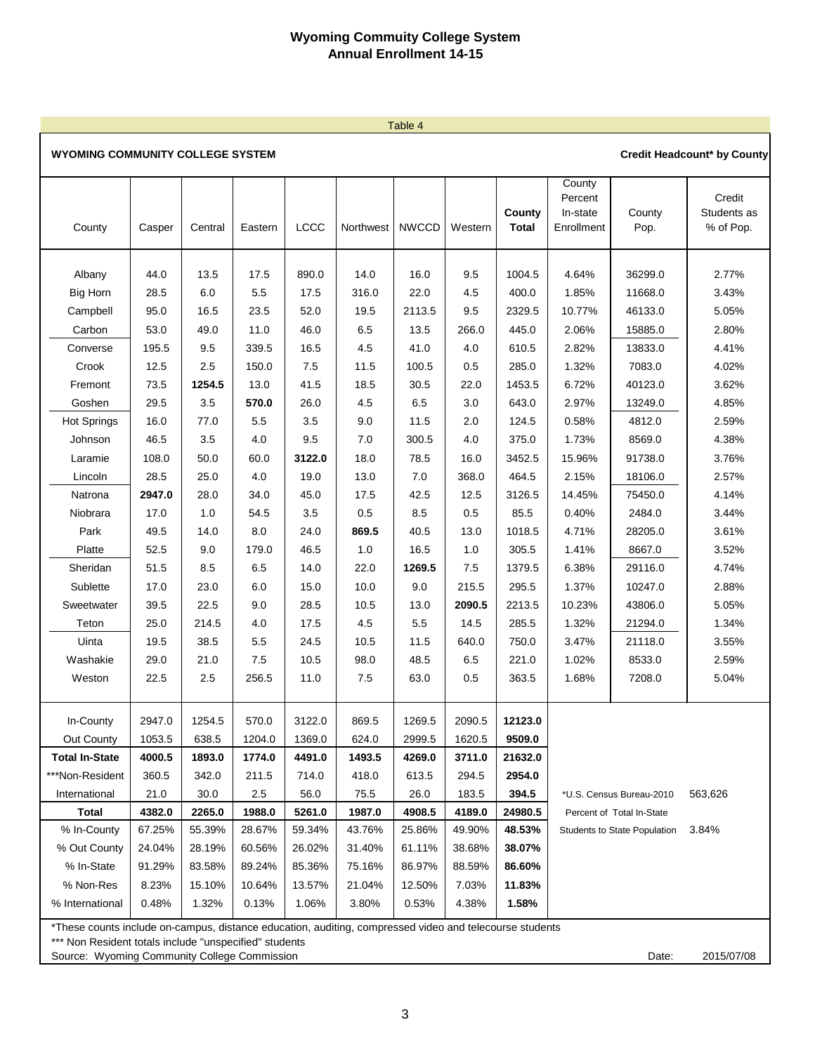# Wyoming Community College System
## Annual Enrollment 14-15

Table 4

**WYOMING COMMUNITY COLLEGE SYSTEM** — **Credit Headcount* by County**

| County | Casper | Central | Eastern | LCCC | Northwest | NWCCD | Western | **County Total** | County Percent In-state Enrollment | County Pop. | Credit Students as % of Pop. |
|---|---|---|---|---|---|---|---|---|---|---|---|
| Albany | 44.0 | 13.5 | 17.5 | 890.0 | 14.0 | 16.0 | 9.5 | 1004.5 | 4.64% | 36299.0 | 2.77% |
| Big Horn | 28.5 | 6.0 | 5.5 | 17.5 | 316.0 | 22.0 | 4.5 | 400.0 | 1.85% | 11668.0 | 3.43% |
| Campbell | 95.0 | 16.5 | 23.5 | 52.0 | 19.5 | 2113.5 | 9.5 | 2329.5 | 10.77% | 46133.0 | 5.05% |
| Carbon | 53.0 | 49.0 | 11.0 | 46.0 | 6.5 | 13.5 | 266.0 | 445.0 | 2.06% | 15885.0 | 2.80% |
| Converse | 195.5 | 9.5 | 339.5 | 16.5 | 4.5 | 41.0 | 4.0 | 610.5 | 2.82% | 13833.0 | 4.41% |
| Crook | 12.5 | 2.5 | 150.0 | 7.5 | 11.5 | 100.5 | 0.5 | 285.0 | 1.32% | 7083.0 | 4.02% |
| Fremont | 73.5 | **1254.5** | 13.0 | 41.5 | 18.5 | 30.5 | 22.0 | 1453.5 | 6.72% | 40123.0 | 3.62% |
| Goshen | 29.5 | 3.5 | **570.0** | 26.0 | 4.5 | 6.5 | 3.0 | 643.0 | 2.97% | 13249.0 | 4.85% |
| Hot Springs | 16.0 | 77.0 | 5.5 | 3.5 | 9.0 | 11.5 | 2.0 | 124.5 | 0.58% | 4812.0 | 2.59% |
| Johnson | 46.5 | 3.5 | 4.0 | 9.5 | 7.0 | 300.5 | 4.0 | 375.0 | 1.73% | 8569.0 | 4.38% |
| Laramie | 108.0 | 50.0 | 60.0 | **3122.0** | 18.0 | 78.5 | 16.0 | 3452.5 | 15.96% | 91738.0 | 3.76% |
| Lincoln | 28.5 | 25.0 | 4.0 | 19.0 | 13.0 | 7.0 | 368.0 | 464.5 | 2.15% | 18106.0 | 2.57% |
| Natrona | **2947.0** | 28.0 | 34.0 | 45.0 | 17.5 | 42.5 | 12.5 | 3126.5 | 14.45% | 75450.0 | 4.14% |
| Niobrara | 17.0 | 1.0 | 54.5 | 3.5 | 0.5 | 8.5 | 0.5 | 85.5 | 0.40% | 2484.0 | 3.44% |
| Park | 49.5 | 14.0 | 8.0 | 24.0 | **869.5** | 40.5 | 13.0 | 1018.5 | 4.71% | 28205.0 | 3.61% |
| Platte | 52.5 | 9.0 | 179.0 | 46.5 | 1.0 | 16.5 | 1.0 | 305.5 | 1.41% | 8667.0 | 3.52% |
| Sheridan | 51.5 | 8.5 | 6.5 | 14.0 | 22.0 | **1269.5** | 7.5 | 1379.5 | 6.38% | 29116.0 | 4.74% |
| Sublette | 17.0 | 23.0 | 6.0 | 15.0 | 10.0 | 9.0 | 215.5 | 295.5 | 1.37% | 10247.0 | 2.88% |
| Sweetwater | 39.5 | 22.5 | 9.0 | 28.5 | 10.5 | 13.0 | **2090.5** | 2213.5 | 10.23% | 43806.0 | 5.05% |
| Teton | 25.0 | 214.5 | 4.0 | 17.5 | 4.5 | 5.5 | 14.5 | 285.5 | 1.32% | 21294.0 | 1.34% |
| Uinta | 19.5 | 38.5 | 5.5 | 24.5 | 10.5 | 11.5 | 640.0 | 750.0 | 3.47% | 21118.0 | 3.55% |
| Washakie | 29.0 | 21.0 | 7.5 | 10.5 | 98.0 | 48.5 | 6.5 | 221.0 | 1.02% | 8533.0 | 2.59% |
| Weston | 22.5 | 2.5 | 256.5 | 11.0 | 7.5 | 63.0 | 0.5 | 363.5 | 1.68% | 7208.0 | 5.04% |
| In-County | 2947.0 | 1254.5 | 570.0 | 3122.0 | 869.5 | 1269.5 | 2090.5 | **12123.0** | | | |
| Out County | 1053.5 | 638.5 | 1204.0 | 1369.0 | 624.0 | 2999.5 | 1620.5 | **9509.0** | | | |
| **Total In-State** | **4000.5** | **1893.0** | **1774.0** | **4491.0** | **1493.5** | **4269.0** | **3711.0** | **21632.0** | | | |
| ***Non-Resident | 360.5 | 342.0 | 211.5 | 714.0 | 418.0 | 613.5 | 294.5 | **2954.0** | | | |
| International | 21.0 | 30.0 | 2.5 | 56.0 | 75.5 | 26.0 | 183.5 | **394.5** | *U.S. Census Bureau-2010 | | 563,626 |
| **Total** | **4382.0** | **2265.0** | **1988.0** | **5261.0** | **1987.0** | **4908.5** | **4189.0** | **24980.5** | Percent of Total In-State | | |
| % In-County | 67.25% | 55.39% | 28.67% | 59.34% | 43.76% | 25.86% | 49.90% | **48.53%** | Students to State Population | | 3.84% |
| % Out County | 24.04% | 28.19% | 60.56% | 26.02% | 31.40% | 61.11% | 38.68% | **38.07%** | | | |
| % In-State | 91.29% | 83.58% | 89.24% | 85.36% | 75.16% | 86.97% | 88.59% | **86.60%** | | | |
| % Non-Res | 8.23% | 15.10% | 10.64% | 13.57% | 21.04% | 12.50% | 7.03% | **11.83%** | | | |
| % International | 0.48% | 1.32% | 0.13% | 1.06% | 3.80% | 0.53% | 4.38% | **1.58%** | | | |

*These counts include on-campus, distance education, auditing, compressed video and telecourse students

*** Non Resident totals include "unspecified" students

Source: Wyoming Community College Commission

Date: 2015/07/08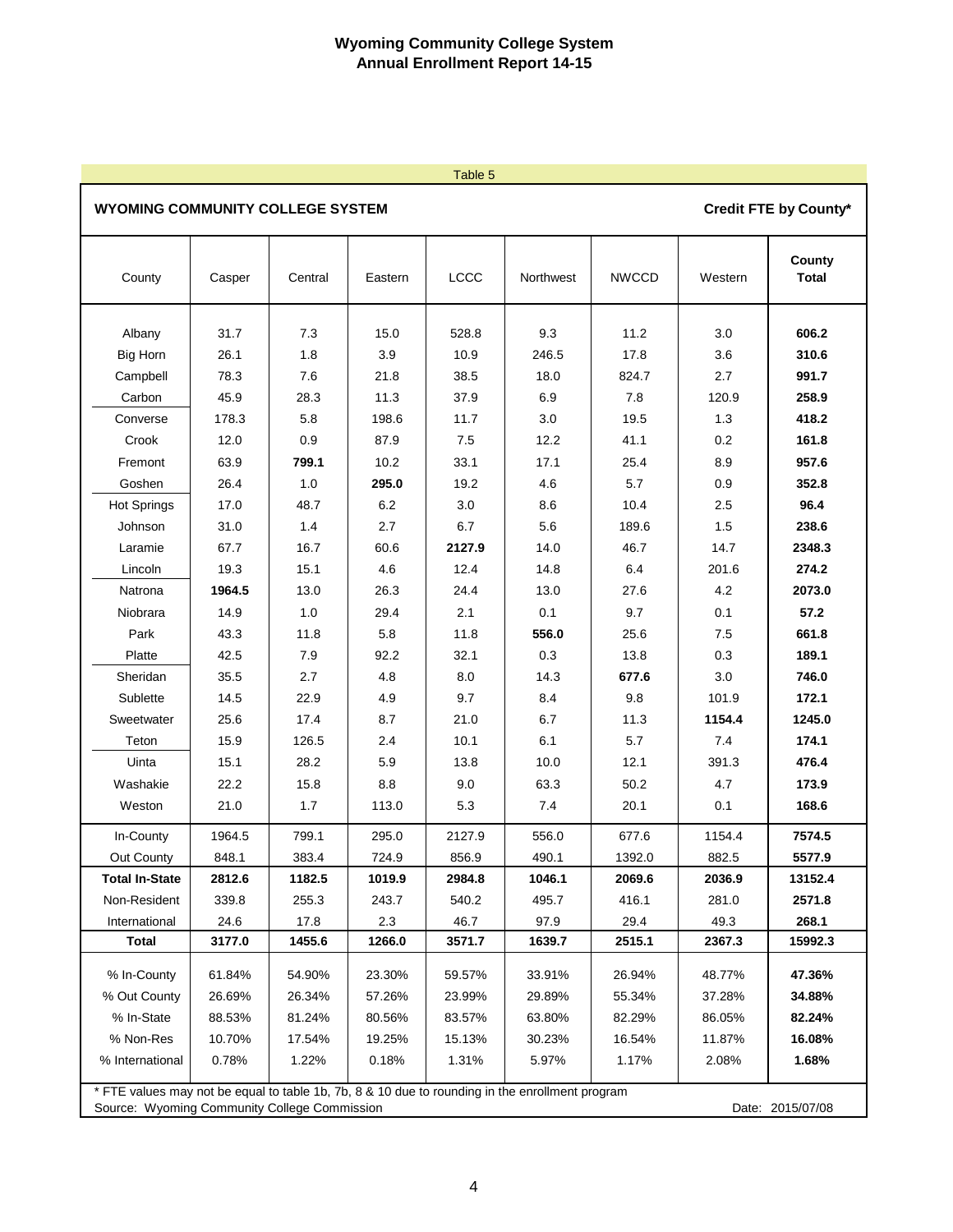# Wyoming Community College System
## Annual Enrollment Report 14-15

Table 5

**WYOMING COMMUNITY COLLEGE SYSTEM** — **Credit FTE by County***

| County | Casper | Central | Eastern | LCCC | Northwest | NWCCD | Western | County Total |
|---|---|---|---|---|---|---|---|---|
| Albany | 31.7 | 7.3 | 15.0 | 528.8 | 9.3 | 11.2 | 3.0 | **606.2** |
| Big Horn | 26.1 | 1.8 | 3.9 | 10.9 | 246.5 | 17.8 | 3.6 | **310.6** |
| Campbell | 78.3 | 7.6 | 21.8 | 38.5 | 18.0 | 824.7 | 2.7 | **991.7** |
| Carbon | 45.9 | 28.3 | 11.3 | 37.9 | 6.9 | 7.8 | 120.9 | **258.9** |
| Converse | 178.3 | 5.8 | 198.6 | 11.7 | 3.0 | 19.5 | 1.3 | **418.2** |
| Crook | 12.0 | 0.9 | 87.9 | 7.5 | 12.2 | 41.1 | 0.2 | **161.8** |
| Fremont | 63.9 | **799.1** | 10.2 | 33.1 | 17.1 | 25.4 | 8.9 | **957.6** |
| Goshen | 26.4 | 1.0 | **295.0** | 19.2 | 4.6 | 5.7 | 0.9 | **352.8** |
| Hot Springs | 17.0 | 48.7 | 6.2 | 3.0 | 8.6 | 10.4 | 2.5 | **96.4** |
| Johnson | 31.0 | 1.4 | 2.7 | 6.7 | 5.6 | 189.6 | 1.5 | **238.6** |
| Laramie | 67.7 | 16.7 | 60.6 | **2127.9** | 14.0 | 46.7 | 14.7 | **2348.3** |
| Lincoln | 19.3 | 15.1 | 4.6 | 12.4 | 14.8 | 6.4 | 201.6 | **274.2** |
| Natrona | **1964.5** | 13.0 | 26.3 | 24.4 | 13.0 | 27.6 | 4.2 | **2073.0** |
| Niobrara | 14.9 | 1.0 | 29.4 | 2.1 | 0.1 | 9.7 | 0.1 | **57.2** |
| Park | 43.3 | 11.8 | 5.8 | 11.8 | **556.0** | 25.6 | 7.5 | **661.8** |
| Platte | 42.5 | 7.9 | 92.2 | 32.1 | 0.3 | 13.8 | 0.3 | **189.1** |
| Sheridan | 35.5 | 2.7 | 4.8 | 8.0 | 14.3 | **677.6** | 3.0 | **746.0** |
| Sublette | 14.5 | 22.9 | 4.9 | 9.7 | 8.4 | 9.8 | 101.9 | **172.1** |
| Sweetwater | 25.6 | 17.4 | 8.7 | 21.0 | 6.7 | 11.3 | **1154.4** | **1245.0** |
| Teton | 15.9 | 126.5 | 2.4 | 10.1 | 6.1 | 5.7 | 7.4 | **174.1** |
| Uinta | 15.1 | 28.2 | 5.9 | 13.8 | 10.0 | 12.1 | 391.3 | **476.4** |
| Washakie | 22.2 | 15.8 | 8.8 | 9.0 | 63.3 | 50.2 | 4.7 | **173.9** |
| Weston | 21.0 | 1.7 | 113.0 | 5.3 | 7.4 | 20.1 | 0.1 | **168.6** |
| In-County | 1964.5 | 799.1 | 295.0 | 2127.9 | 556.0 | 677.6 | 1154.4 | **7574.5** |
| Out County | 848.1 | 383.4 | 724.9 | 856.9 | 490.1 | 1392.0 | 882.5 | **5577.9** |
| **Total In-State** | **2812.6** | **1182.5** | **1019.9** | **2984.8** | **1046.1** | **2069.6** | **2036.9** | **13152.4** |
| Non-Resident | 339.8 | 255.3 | 243.7 | 540.2 | 495.7 | 416.1 | 281.0 | **2571.8** |
| International | 24.6 | 17.8 | 2.3 | 46.7 | 97.9 | 29.4 | 49.3 | **268.1** |
| **Total** | **3177.0** | **1455.6** | **1266.0** | **3571.7** | **1639.7** | **2515.1** | **2367.3** | **15992.3** |
| % In-County | 61.84% | 54.90% | 23.30% | 59.57% | 33.91% | 26.94% | 48.77% | **47.36%** |
| % Out County | 26.69% | 26.34% | 57.26% | 23.99% | 29.89% | 55.34% | 37.28% | **34.88%** |
| % In-State | 88.53% | 81.24% | 80.56% | 83.57% | 63.80% | 82.29% | 86.05% | **82.24%** |
| % Non-Res | 10.70% | 17.54% | 19.25% | 15.13% | 30.23% | 16.54% | 11.87% | **16.08%** |
| % International | 0.78% | 1.22% | 0.18% | 1.31% | 5.97% | 1.17% | 2.08% | **1.68%** |

* FTE values may not be equal to table 1b, 7b, 8 & 10 due to rounding in the enrollment program

Source: Wyoming Community College Commission

Date: 2015/07/08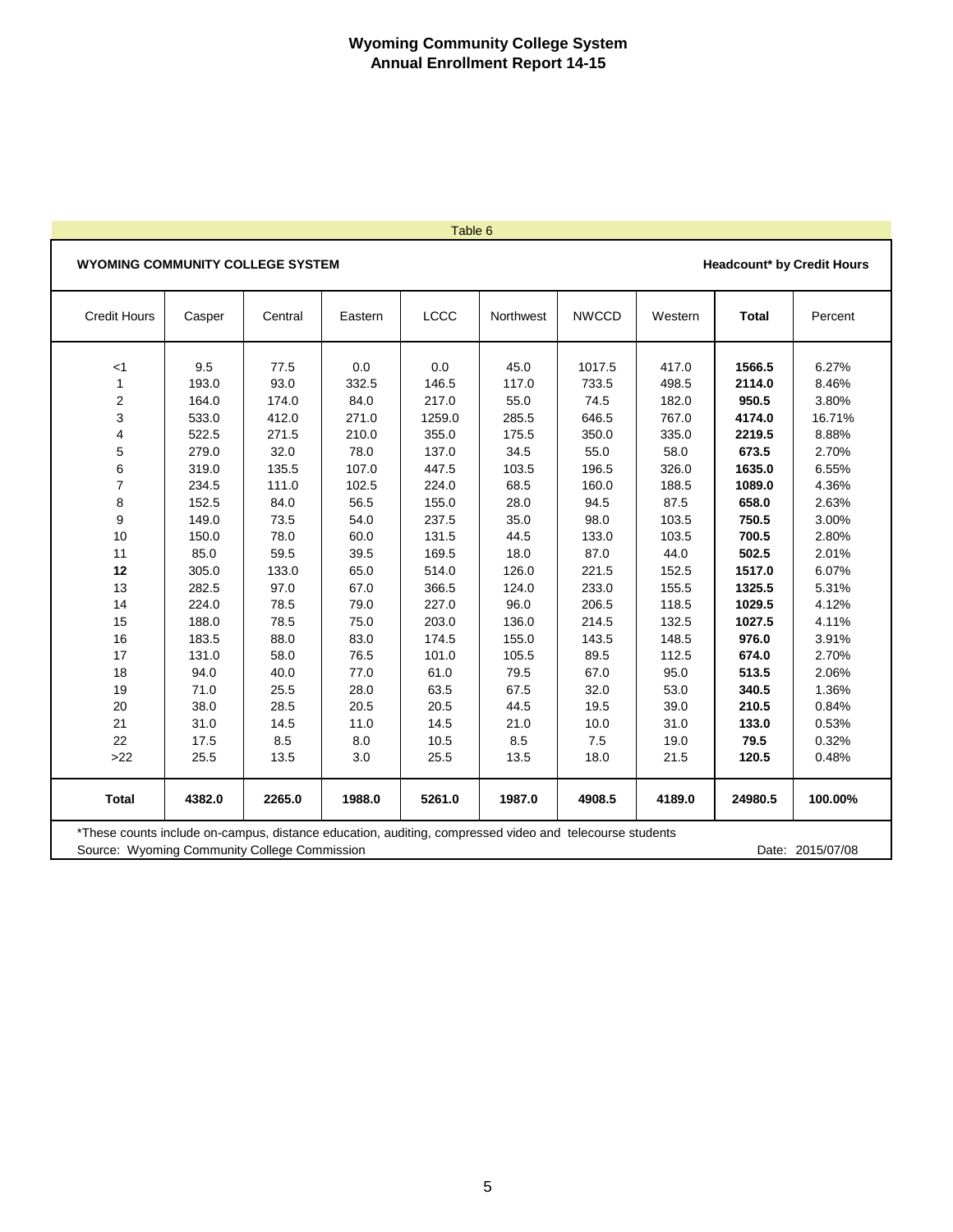# Wyoming Community College System
## Annual Enrollment Report 14-15

Table 6

**WYOMING COMMUNITY COLLEGE SYSTEM** — **Headcount* by Credit Hours**

| Credit Hours | Casper | Central | Eastern | LCCC | Northwest | NWCCD | Western | **Total** | Percent |
|---|---|---|---|---|---|---|---|---|---|
| <1 | 9.5 | 77.5 | 0.0 | 0.0 | 45.0 | 1017.5 | 417.0 | **1566.5** | 6.27% |
| 1 | 193.0 | 93.0 | 332.5 | 146.5 | 117.0 | 733.5 | 498.5 | **2114.0** | 8.46% |
| 2 | 164.0 | 174.0 | 84.0 | 217.0 | 55.0 | 74.5 | 182.0 | **950.5** | 3.80% |
| 3 | 533.0 | 412.0 | 271.0 | 1259.0 | 285.5 | 646.5 | 767.0 | **4174.0** | 16.71% |
| 4 | 522.5 | 271.5 | 210.0 | 355.0 | 175.5 | 350.0 | 335.0 | **2219.5** | 8.88% |
| 5 | 279.0 | 32.0 | 78.0 | 137.0 | 34.5 | 55.0 | 58.0 | **673.5** | 2.70% |
| 6 | 319.0 | 135.5 | 107.0 | 447.5 | 103.5 | 196.5 | 326.0 | **1635.0** | 6.55% |
| 7 | 234.5 | 111.0 | 102.5 | 224.0 | 68.5 | 160.0 | 188.5 | **1089.0** | 4.36% |
| 8 | 152.5 | 84.0 | 56.5 | 155.0 | 28.0 | 94.5 | 87.5 | **658.0** | 2.63% |
| 9 | 149.0 | 73.5 | 54.0 | 237.5 | 35.0 | 98.0 | 103.5 | **750.5** | 3.00% |
| 10 | 150.0 | 78.0 | 60.0 | 131.5 | 44.5 | 133.0 | 103.5 | **700.5** | 2.80% |
| 11 | 85.0 | 59.5 | 39.5 | 169.5 | 18.0 | 87.0 | 44.0 | **502.5** | 2.01% |
| **12** | 305.0 | 133.0 | 65.0 | 514.0 | 126.0 | 221.5 | 152.5 | **1517.0** | 6.07% |
| 13 | 282.5 | 97.0 | 67.0 | 366.5 | 124.0 | 233.0 | 155.5 | **1325.5** | 5.31% |
| 14 | 224.0 | 78.5 | 79.0 | 227.0 | 96.0 | 206.5 | 118.5 | **1029.5** | 4.12% |
| 15 | 188.0 | 78.5 | 75.0 | 203.0 | 136.0 | 214.5 | 132.5 | **1027.5** | 4.11% |
| 16 | 183.5 | 88.0 | 83.0 | 174.5 | 155.0 | 143.5 | 148.5 | **976.0** | 3.91% |
| 17 | 131.0 | 58.0 | 76.5 | 101.0 | 105.5 | 89.5 | 112.5 | **674.0** | 2.70% |
| 18 | 94.0 | 40.0 | 77.0 | 61.0 | 79.5 | 67.0 | 95.0 | **513.5** | 2.06% |
| 19 | 71.0 | 25.5 | 28.0 | 63.5 | 67.5 | 32.0 | 53.0 | **340.5** | 1.36% |
| 20 | 38.0 | 28.5 | 20.5 | 20.5 | 44.5 | 19.5 | 39.0 | **210.5** | 0.84% |
| 21 | 31.0 | 14.5 | 11.0 | 14.5 | 21.0 | 10.0 | 31.0 | **133.0** | 0.53% |
| 22 | 17.5 | 8.5 | 8.0 | 10.5 | 8.5 | 7.5 | 19.0 | **79.5** | 0.32% |
| >22 | 25.5 | 13.5 | 3.0 | 25.5 | 13.5 | 18.0 | 21.5 | **120.5** | 0.48% |
| **Total** | **4382.0** | **2265.0** | **1988.0** | **5261.0** | **1987.0** | **4908.5** | **4189.0** | **24980.5** | **100.00%** |

*These counts include on-campus, distance education, auditing, compressed video and telecourse students

Source: Wyoming Community College Commission — Date: 2015/07/08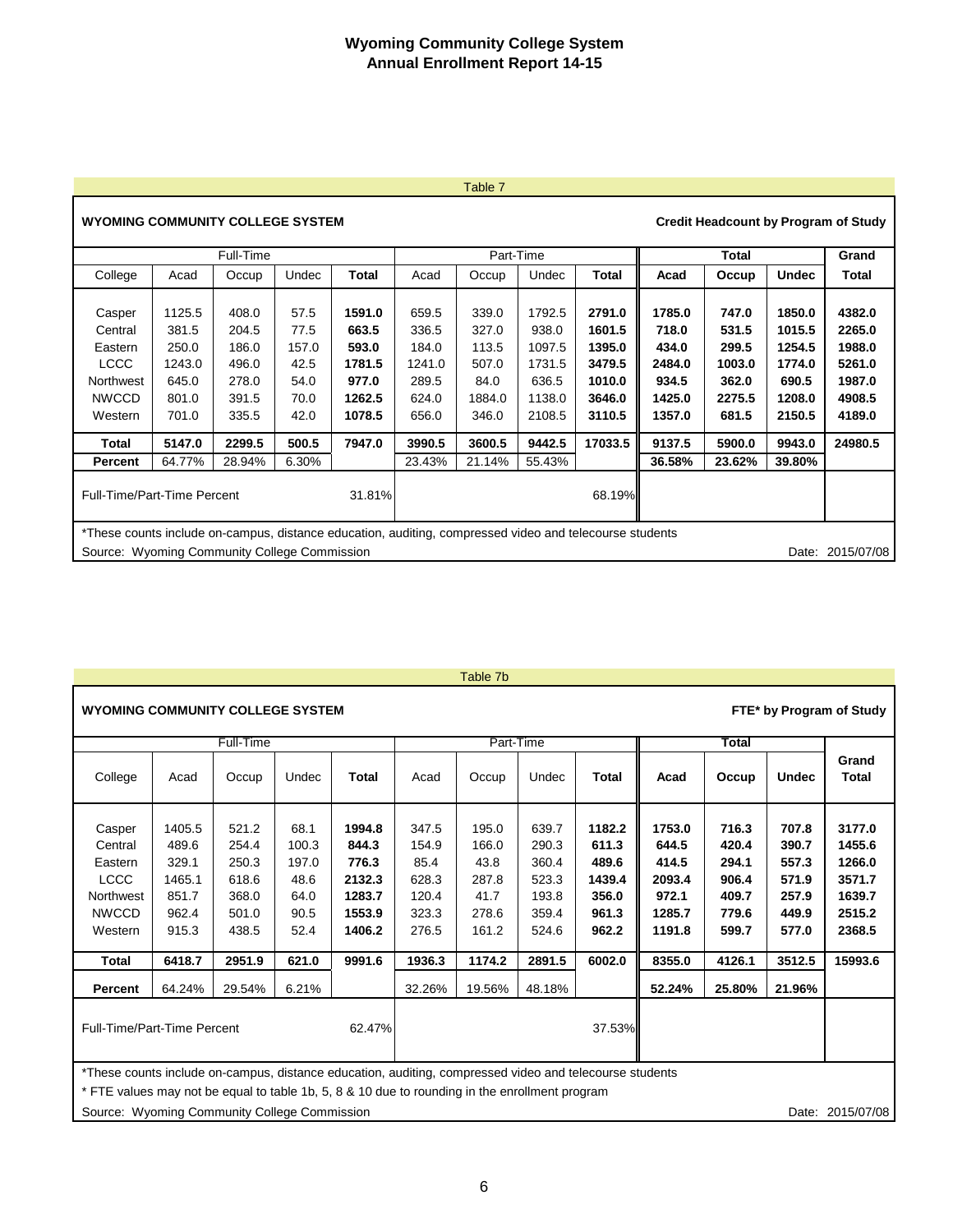# Wyoming Community College System
## Annual Enrollment Report 14-15

Table 7

**WYOMING COMMUNITY COLLEGE SYSTEM** — **Credit Headcount by Program of Study**

| College | Full-Time | | | | Part-Time | | | | Total | | | Grand |
|---|---|---|---|---|---|---|---|---|---|---|---|---|
| | Acad | Occup | Undec | **Total** | Acad | Occup | Undec | **Total** | **Acad** | **Occup** | **Undec** | **Total** |
| Casper | 1125.5 | 408.0 | 57.5 | **1591.0** | 659.5 | 339.0 | 1792.5 | **2791.0** | **1785.0** | **747.0** | **1850.0** | **4382.0** |
| Central | 381.5 | 204.5 | 77.5 | **663.5** | 336.5 | 327.0 | 938.0 | **1601.5** | **718.0** | **531.5** | **1015.5** | **2265.0** |
| Eastern | 250.0 | 186.0 | 157.0 | **593.0** | 184.0 | 113.5 | 1097.5 | **1395.0** | **434.0** | **299.5** | **1254.5** | **1988.0** |
| LCCC | 1243.0 | 496.0 | 42.5 | **1781.5** | 1241.0 | 507.0 | 1731.5 | **3479.5** | **2484.0** | **1003.0** | **1774.0** | **5261.0** |
| Northwest | 645.0 | 278.0 | 54.0 | **977.0** | 289.5 | 84.0 | 636.5 | **1010.0** | **934.5** | **362.0** | **690.5** | **1987.0** |
| NWCCD | 801.0 | 391.5 | 70.0 | **1262.5** | 624.0 | 1884.0 | 1138.0 | **3646.0** | **1425.0** | **2275.5** | **1208.0** | **4908.5** |
| Western | 701.0 | 335.5 | 42.0 | **1078.5** | 656.0 | 346.0 | 2108.5 | **3110.5** | **1357.0** | **681.5** | **2150.5** | **4189.0** |
| **Total** | **5147.0** | **2299.5** | **500.5** | **7947.0** | **3990.5** | **3600.5** | **9442.5** | **17033.5** | **9137.5** | **5900.0** | **9943.0** | **24980.5** |
| **Percent** | 64.77% | 28.94% | 6.30% | | 23.43% | 21.14% | 55.43% | | **36.58%** | **23.62%** | **39.80%** | |
| Full-Time/Part-Time Percent | | | | 31.81% | | | | 68.19% | | | | |

*These counts include on-campus, distance education, auditing, compressed video and telecourse students

Source: Wyoming Community College Commission — Date: 2015/07/08

Table 7b

**WYOMING COMMUNITY COLLEGE SYSTEM** — **FTE* by Program of Study**

| College | Full-Time | | | | Part-Time | | | | Total | | | Grand Total |
|---|---|---|---|---|---|---|---|---|---|---|---|---|
| | Acad | Occup | Undec | **Total** | Acad | Occup | Undec | **Total** | **Acad** | **Occup** | **Undec** | |
| Casper | 1405.5 | 521.2 | 68.1 | **1994.8** | 347.5 | 195.0 | 639.7 | **1182.2** | **1753.0** | **716.3** | **707.8** | **3177.0** |
| Central | 489.6 | 254.4 | 100.3 | **844.3** | 154.9 | 166.0 | 290.3 | **611.3** | **644.5** | **420.4** | **390.7** | **1455.6** |
| Eastern | 329.1 | 250.3 | 197.0 | **776.3** | 85.4 | 43.8 | 360.4 | **489.6** | **414.5** | **294.1** | **557.3** | **1266.0** |
| LCCC | 1465.1 | 618.6 | 48.6 | **2132.3** | 628.3 | 287.8 | 523.3 | **1439.4** | **2093.4** | **906.4** | **571.9** | **3571.7** |
| Northwest | 851.7 | 368.0 | 64.0 | **1283.7** | 120.4 | 41.7 | 193.8 | **356.0** | **972.1** | **409.7** | **257.9** | **1639.7** |
| NWCCD | 962.4 | 501.0 | 90.5 | **1553.9** | 323.3 | 278.6 | 359.4 | **961.3** | **1285.7** | **779.6** | **449.9** | **2515.2** |
| Western | 915.3 | 438.5 | 52.4 | **1406.2** | 276.5 | 161.2 | 524.6 | **962.2** | **1191.8** | **599.7** | **577.0** | **2368.5** |
| **Total** | **6418.7** | **2951.9** | **621.0** | **9991.6** | **1936.3** | **1174.2** | **2891.5** | **6002.0** | **8355.0** | **4126.1** | **3512.5** | **15993.6** |
| **Percent** | 64.24% | 29.54% | 6.21% | | 32.26% | 19.56% | 48.18% | | **52.24%** | **25.80%** | **21.96%** | |
| Full-Time/Part-Time Percent | | | | 62.47% | | | | 37.53% | | | | |

*These counts include on-campus, distance education, auditing, compressed video and telecourse students

* FTE values may not be equal to table 1b, 5, 8 & 10 due to rounding in the enrollment program

Source: Wyoming Community College Commission — Date: 2015/07/08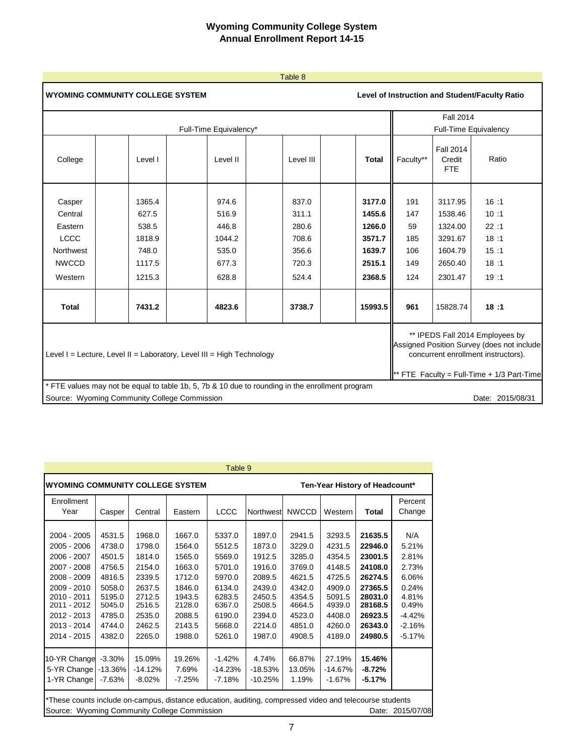# Wyoming Community College System
## Annual Enrollment Report 14-15

### Table 8

**WYOMING COMMUNITY COLLEGE SYSTEM** — **Level of Instruction and Student/Faculty Ratio**

| College | Full-Time Equivalency* Level I | Level II | Level III | Total | Fall 2014 Full-Time Equivalency Faculty** | Fall 2014 Credit FTE | Ratio |
|---|---|---|---|---|---|---|---|
| Casper | 1365.4 | 974.6 | 837.0 | **3177.0** | 191 | 3117.95 | 16 :1 |
| Central | 627.5 | 516.9 | 311.1 | **1455.6** | 147 | 1538.46 | 10 :1 |
| Eastern | 538.5 | 446.8 | 280.6 | **1266.0** | 59 | 1324.00 | 22 :1 |
| LCCC | 1818.9 | 1044.2 | 708.6 | **3571.7** | 185 | 3291.67 | 18 :1 |
| Northwest | 748.0 | 535.0 | 356.6 | **1639.7** | 106 | 1604.79 | 15 :1 |
| NWCCD | 1117.5 | 677.3 | 720.3 | **2515.1** | 149 | 2650.40 | 18 :1 |
| Western | 1215.3 | 628.8 | 524.4 | **2368.5** | 124 | 2301.47 | 19 :1 |
| **Total** | **7431.2** | **4823.6** | **3738.7** | **15993.5** | **961** | 15828.74 | **18 :1** |

Level I = Lecture, Level II = Laboratory, Level III = High Technology

** IPEDS Fall 2014 Employees by Assigned Position Survey (does not include concurrent enrollment instructors).

** FTE Faculty = Full-Time + 1/3 Part-Time

* FTE values may not be equal to table 1b, 5, 7b & 10 due to rounding in the enrollment program

Source: Wyoming Community College Commission — Date: 2015/08/31

### Table 9

**WYOMING COMMUNITY COLLEGE SYSTEM** — **Ten-Year History of Headcount***

| Enrollment Year | Casper | Central | Eastern | LCCC | Northwest | NWCCD | Western | Total | Percent Change |
|---|---|---|---|---|---|---|---|---|---|
| 2004 - 2005 | 4531.5 | 1968.0 | 1667.0 | 5337.0 | 1897.0 | 2941.5 | 3293.5 | **21635.5** | N/A |
| 2005 - 2006 | 4738.0 | 1798.0 | 1564.0 | 5512.5 | 1873.0 | 3229.0 | 4231.5 | **22946.0** | 5.21% |
| 2006 - 2007 | 4501.5 | 1814.0 | 1565.0 | 5569.0 | 1912.5 | 3285.0 | 4354.5 | **23001.5** | 2.81% |
| 2007 - 2008 | 4756.5 | 2154.0 | 1663.0 | 5701.0 | 1916.0 | 3769.0 | 4148.5 | **24108.0** | 2.73% |
| 2008 - 2009 | 4816.5 | 2339.5 | 1712.0 | 5970.0 | 2089.5 | 4621.5 | 4725.5 | **26274.5** | 6.06% |
| 2009 - 2010 | 5058.0 | 2637.5 | 1846.0 | 6134.0 | 2439.0 | 4342.0 | 4909.0 | **27365.5** | 0.24% |
| 2010 - 2011 | 5195.0 | 2712.5 | 1943.5 | 6283.5 | 2450.5 | 4354.5 | 5091.5 | **28031.0** | 4.81% |
| 2011 - 2012 | 5045.0 | 2516.5 | 2128.0 | 6367.0 | 2508.5 | 4664.5 | 4939.0 | **28168.5** | 0.49% |
| 2012 - 2013 | 4785.0 | 2535.0 | 2088.5 | 6190.0 | 2394.0 | 4523.0 | 4408.0 | **26923.5** | -4.42% |
| 2013 - 2014 | 4744.0 | 2462.5 | 2143.5 | 5668.0 | 2214.0 | 4851.0 | 4260.0 | **26343.0** | -2.16% |
| 2014 - 2015 | 4382.0 | 2265.0 | 1988.0 | 5261.0 | 1987.0 | 4908.5 | 4189.0 | **24980.5** | -5.17% |
| 10-YR Change | -3.30% | 15.09% | 19.26% | -1.42% | 4.74% | 66.87% | 27.19% | **15.46%** | |
| 5-YR Change | -13.36% | -14.12% | 7.69% | -14.23% | -18.53% | 13.05% | -14.67% | **-8.72%** | |
| 1-YR Change | -7.63% | -8.02% | -7.25% | -7.18% | -10.25% | 1.19% | -1.67% | **-5.17%** | |

*These counts include on-campus, distance education, auditing, compressed video and telecourse students

Source: Wyoming Community College Commission — Date: 2015/07/08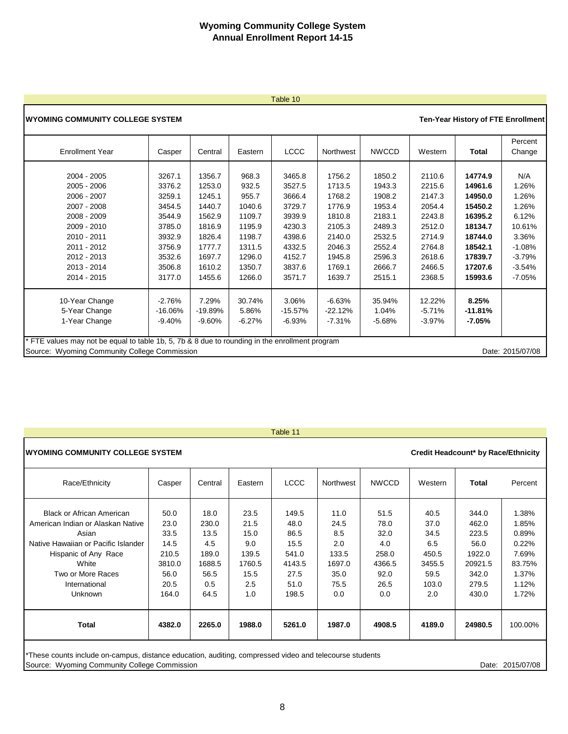# Wyoming Community College System
## Annual Enrollment Report 14-15

Table 10

**WYOMING COMMUNITY COLLEGE SYSTEM** — **Ten-Year History of FTE Enrollment**

| Enrollment Year | Casper | Central | Eastern | LCCC | Northwest | NWCCD | Western | **Total** | Percent Change |
|---|---|---|---|---|---|---|---|---|---|
| 2004 - 2005 | 3267.1 | 1356.7 | 968.3 | 3465.8 | 1756.2 | 1850.2 | 2110.6 | **14774.9** | N/A |
| 2005 - 2006 | 3376.2 | 1253.0 | 932.5 | 3527.5 | 1713.5 | 1943.3 | 2215.6 | **14961.6** | 1.26% |
| 2006 - 2007 | 3259.1 | 1245.1 | 955.7 | 3666.4 | 1768.2 | 1908.2 | 2147.3 | **14950.0** | 1.26% |
| 2007 - 2008 | 3454.5 | 1440.7 | 1040.6 | 3729.7 | 1776.9 | 1953.4 | 2054.4 | **15450.2** | 1.26% |
| 2008 - 2009 | 3544.9 | 1562.9 | 1109.7 | 3939.9 | 1810.8 | 2183.1 | 2243.8 | **16395.2** | 6.12% |
| 2009 - 2010 | 3785.0 | 1816.9 | 1195.9 | 4230.3 | 2105.3 | 2489.3 | 2512.0 | **18134.7** | 10.61% |
| 2010 - 2011 | 3932.9 | 1826.4 | 1198.7 | 4398.6 | 2140.0 | 2532.5 | 2714.9 | **18744.0** | 3.36% |
| 2011 - 2012 | 3756.9 | 1777.7 | 1311.5 | 4332.5 | 2046.3 | 2552.4 | 2764.8 | **18542.1** | -1.08% |
| 2012 - 2013 | 3532.6 | 1697.7 | 1296.0 | 4152.7 | 1945.8 | 2596.3 | 2618.6 | **17839.7** | -3.79% |
| 2013 - 2014 | 3506.8 | 1610.2 | 1350.7 | 3837.6 | 1769.1 | 2666.7 | 2466.5 | **17207.6** | -3.54% |
| 2014 - 2015 | 3177.0 | 1455.6 | 1266.0 | 3571.7 | 1639.7 | 2515.1 | 2368.5 | **15993.6** | -7.05% |
| 10-Year Change | -2.76% | 7.29% | 30.74% | 3.06% | -6.63% | 35.94% | 12.22% | **8.25%** | |
| 5-Year Change | -16.06% | -19.89% | 5.86% | -15.57% | -22.12% | 1.04% | -5.71% | **-11.81%** | |
| 1-Year Change | -9.40% | -9.60% | -6.27% | -6.93% | -7.31% | -5.68% | -3.97% | **-7.05%** | |

* FTE values may not be equal to table 1b, 5, 7b & 8 due to rounding in the enrollment program

Source: Wyoming Community College Commission — Date: 2015/07/08

Table 11

**WYOMING COMMUNITY COLLEGE SYSTEM** — **Credit Headcount* by Race/Ethnicity**

| Race/Ethnicity | Casper | Central | Eastern | LCCC | Northwest | NWCCD | Western | **Total** | Percent |
|---|---|---|---|---|---|---|---|---|---|
| Black or African American | 50.0 | 18.0 | 23.5 | 149.5 | 11.0 | 51.5 | 40.5 | 344.0 | 1.38% |
| American Indian or Alaskan Native | 23.0 | 230.0 | 21.5 | 48.0 | 24.5 | 78.0 | 37.0 | 462.0 | 1.85% |
| Asian | 33.5 | 13.5 | 15.0 | 86.5 | 8.5 | 32.0 | 34.5 | 223.5 | 0.89% |
| Native Hawaiian or Pacific Islander | 14.5 | 4.5 | 9.0 | 15.5 | 2.0 | 4.0 | 6.5 | 56.0 | 0.22% |
| Hispanic of Any Race | 210.5 | 189.0 | 139.5 | 541.0 | 133.5 | 258.0 | 450.5 | 1922.0 | 7.69% |
| White | 3810.0 | 1688.5 | 1760.5 | 4143.5 | 1697.0 | 4366.5 | 3455.5 | 20921.5 | 83.75% |
| Two or More Races | 56.0 | 56.5 | 15.5 | 27.5 | 35.0 | 92.0 | 59.5 | 342.0 | 1.37% |
| International | 20.5 | 0.5 | 2.5 | 51.0 | 75.5 | 26.5 | 103.0 | 279.5 | 1.12% |
| Unknown | 164.0 | 64.5 | 1.0 | 198.5 | 0.0 | 0.0 | 2.0 | 430.0 | 1.72% |
| **Total** | **4382.0** | **2265.0** | **1988.0** | **5261.0** | **1987.0** | **4908.5** | **4189.0** | **24980.5** | 100.00% |

*These counts include on-campus, distance education, auditing, compressed video and telecourse students

Source: Wyoming Community College Commission — Date: 2015/07/08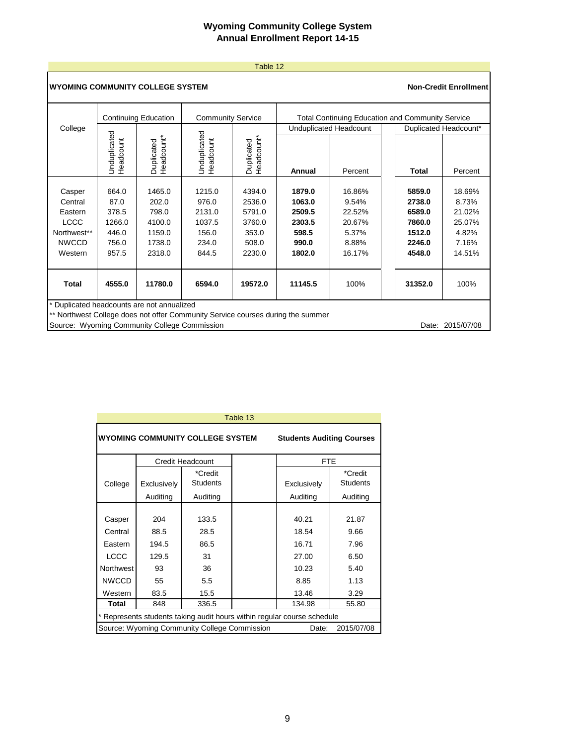# Wyoming Community College System
## Annual Enrollment Report 14-15

Table 12

**WYOMING COMMUNITY COLLEGE SYSTEM** — **Non-Credit Enrollment**

| College | Continuing Education | | Community Service | | Total Continuing Education and Community Service | | | |
|---|---|---|---|---|---|---|---|---|
| | | | | | Unduplicated Headcount | | Duplicated Headcount* | |
| | Unduplicated Headcount | Duplicated Headcount* | Unduplicated Headcount | Duplicated Headcount* | **Annual** | Percent | **Total** | Percent |
| Casper | 664.0 | 1465.0 | 1215.0 | 4394.0 | **1879.0** | 16.86% | **5859.0** | 18.69% |
| Central | 87.0 | 202.0 | 976.0 | 2536.0 | **1063.0** | 9.54% | **2738.0** | 8.73% |
| Eastern | 378.5 | 798.0 | 2131.0 | 5791.0 | **2509.5** | 22.52% | **6589.0** | 21.02% |
| LCCC | 1266.0 | 4100.0 | 1037.5 | 3760.0 | **2303.5** | 20.67% | **7860.0** | 25.07% |
| Northwest** | 446.0 | 1159.0 | 156.0 | 353.0 | **598.5** | 5.37% | **1512.0** | 4.82% |
| NWCCD | 756.0 | 1738.0 | 234.0 | 508.0 | **990.0** | 8.88% | **2246.0** | 7.16% |
| Western | 957.5 | 2318.0 | 844.5 | 2230.0 | **1802.0** | 16.17% | **4548.0** | 14.51% |
| **Total** | **4555.0** | **11780.0** | **6594.0** | **19572.0** | **11145.5** | 100% | **31352.0** | 100% |

\* Duplicated headcounts are not annualized
** Northwest College does not offer Community Service courses during the summer
Source: Wyoming Community College Commission — Date: 2015/07/08

Table 13

**WYOMING COMMUNITY COLLEGE SYSTEM** — **Students Auditing Courses**

| College | Credit Headcount | | FTE | |
|---|---|---|---|---|
| | Exclusively Auditing | *Credit Students Auditing | Exclusively Auditing | *Credit Students Auditing |
| Casper | 204 | 133.5 | 40.21 | 21.87 |
| Central | 88.5 | 28.5 | 18.54 | 9.66 |
| Eastern | 194.5 | 86.5 | 16.71 | 7.96 |
| LCCC | 129.5 | 31 | 27.00 | 6.50 |
| Northwest | 93 | 36 | 10.23 | 5.40 |
| NWCCD | 55 | 5.5 | 8.85 | 1.13 |
| Western | 83.5 | 15.5 | 13.46 | 3.29 |
| **Total** | 848 | 336.5 | 134.98 | 55.80 |

\* Represents students taking audit hours within regular course schedule
Source: Wyoming Community College Commission — Date: 2015/07/08